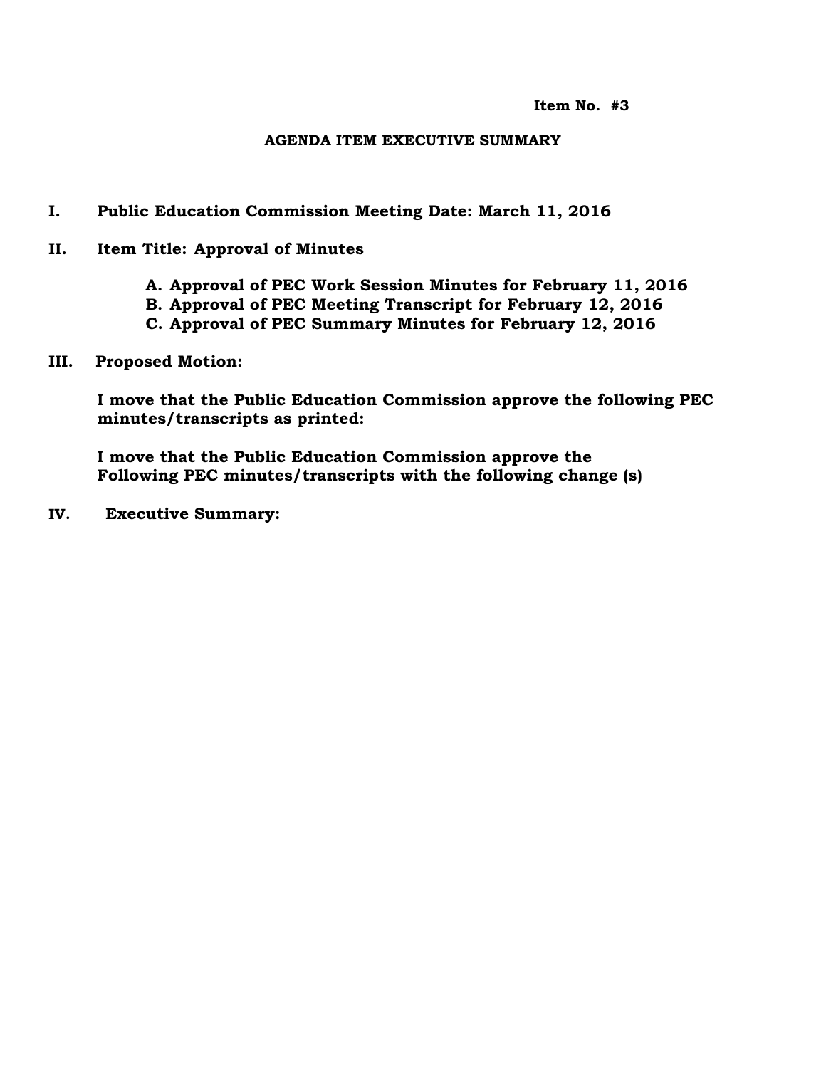**Item No. #3**

## AGENDA ITEM EXECUTIVE SUMMARY

**I. Public Education Commission Meeting Date: March 11, 2016**

**II. Item Title: Approval of Minutes**

**A. Approval of PEC Work Session Minutes for February 11, 2016**
**B. Approval of PEC Meeting Transcript for February 12, 2016**
**C. Approval of PEC Summary Minutes for February 12, 2016**

**III. Proposed Motion:**

**I move that the Public Education Commission approve the following PEC minutes/transcripts as printed:**

**I move that the Public Education Commission approve the Following PEC minutes/transcripts with the following change (s)**

**IV. Executive Summary:**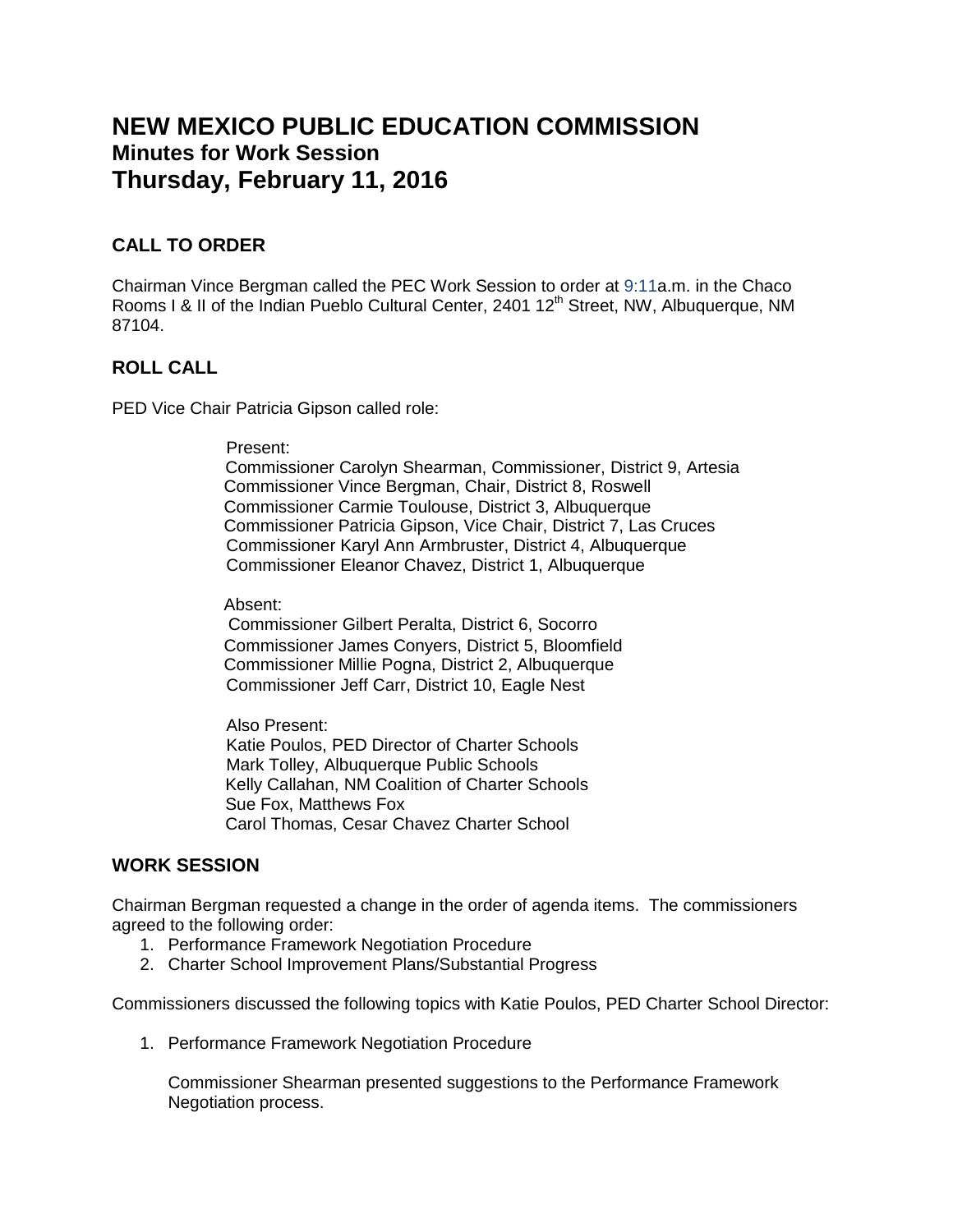# NEW MEXICO PUBLIC EDUCATION COMMISSION

## Minutes for Work Session

# Thursday, February 11, 2016

### CALL TO ORDER

Chairman Vince Bergman called the PEC Work Session to order at 9:11a.m. in the Chaco Rooms I & II of the Indian Pueblo Cultural Center, 2401 12th Street, NW, Albuquerque, NM 87104.

### ROLL CALL

PED Vice Chair Patricia Gipson called role:

Present:
Commissioner Carolyn Shearman, Commissioner, District 9, Artesia
Commissioner Vince Bergman, Chair, District 8, Roswell
Commissioner Carmie Toulouse, District 3, Albuquerque
Commissioner Patricia Gipson, Vice Chair, District 7, Las Cruces
Commissioner Karyl Ann Armbruster, District 4, Albuquerque
Commissioner Eleanor Chavez, District 1, Albuquerque

Absent:
Commissioner Gilbert Peralta, District 6, Socorro
Commissioner James Conyers, District 5, Bloomfield
Commissioner Millie Pogna, District 2, Albuquerque
Commissioner Jeff Carr, District 10, Eagle Nest

Also Present:
Katie Poulos, PED Director of Charter Schools
Mark Tolley, Albuquerque Public Schools
Kelly Callahan, NM Coalition of Charter Schools
Sue Fox, Matthews Fox
Carol Thomas, Cesar Chavez Charter School

### WORK SESSION

Chairman Bergman requested a change in the order of agenda items. The commissioners agreed to the following order:

1. Performance Framework Negotiation Procedure
2. Charter School Improvement Plans/Substantial Progress

Commissioners discussed the following topics with Katie Poulos, PED Charter School Director:

1. Performance Framework Negotiation Procedure

   Commissioner Shearman presented suggestions to the Performance Framework Negotiation process.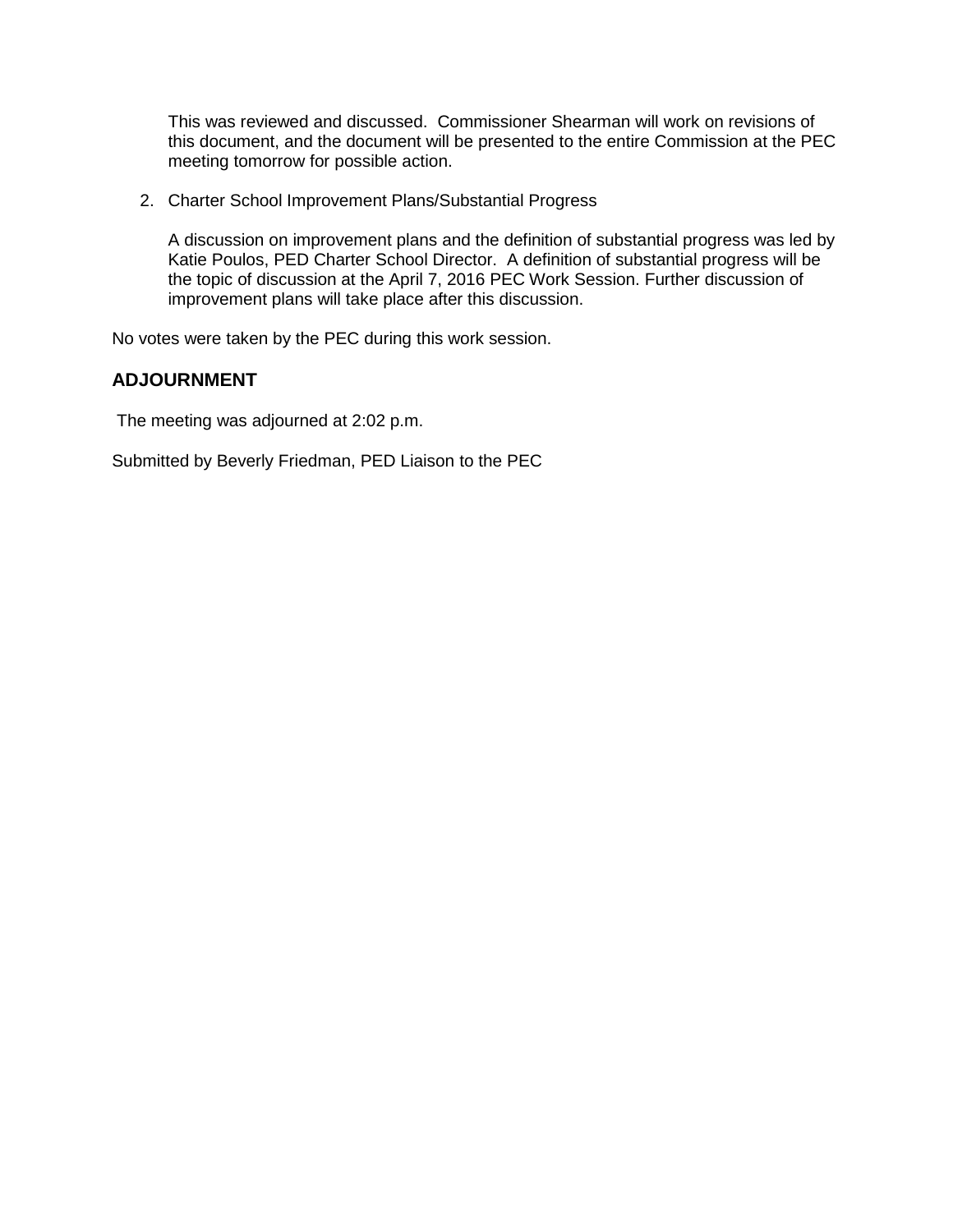This was reviewed and discussed.  Commissioner Shearman will work on revisions of this document, and the document will be presented to the entire Commission at the PEC meeting tomorrow for possible action.

2. Charter School Improvement Plans/Substantial Progress

   A discussion on improvement plans and the definition of substantial progress was led by Katie Poulos, PED Charter School Director.  A definition of substantial progress will be the topic of discussion at the April 7, 2016 PEC Work Session. Further discussion of improvement plans will take place after this discussion.

No votes were taken by the PEC during this work session.

## ADJOURNMENT

The meeting was adjourned at 2:02 p.m.

Submitted by Beverly Friedman, PED Liaison to the PEC